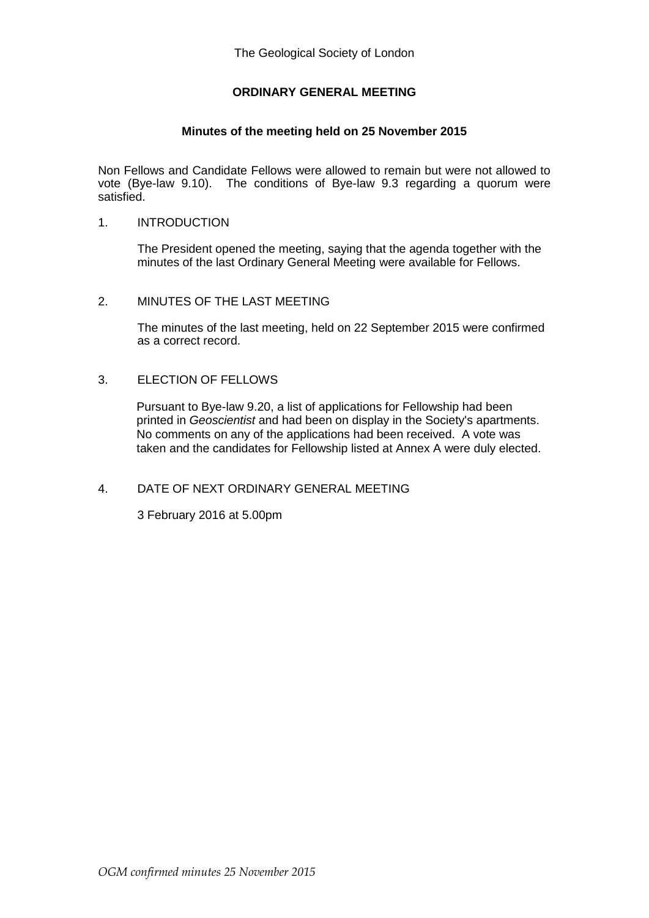The Geological Society of London

# ORDINARY GENERAL MEETING

## Minutes of the meeting held on 25 November 2015

Non Fellows and Candidate Fellows were allowed to remain but were not allowed to vote (Bye-law 9.10). The conditions of Bye-law 9.3 regarding a quorum were satisfied.

1. INTRODUCTION

   The President opened the meeting, saying that the agenda together with the minutes of the last Ordinary General Meeting were available for Fellows.

2. MINUTES OF THE LAST MEETING

   The minutes of the last meeting, held on 22 September 2015 were confirmed as a correct record.

3. ELECTION OF FELLOWS

   Pursuant to Bye-law 9.20, a list of applications for Fellowship had been printed in *Geoscientist* and had been on display in the Society's apartments. No comments on any of the applications had been received. A vote was taken and the candidates for Fellowship listed at Annex A were duly elected.

4. DATE OF NEXT ORDINARY GENERAL MEETING

   3 February 2016 at 5.00pm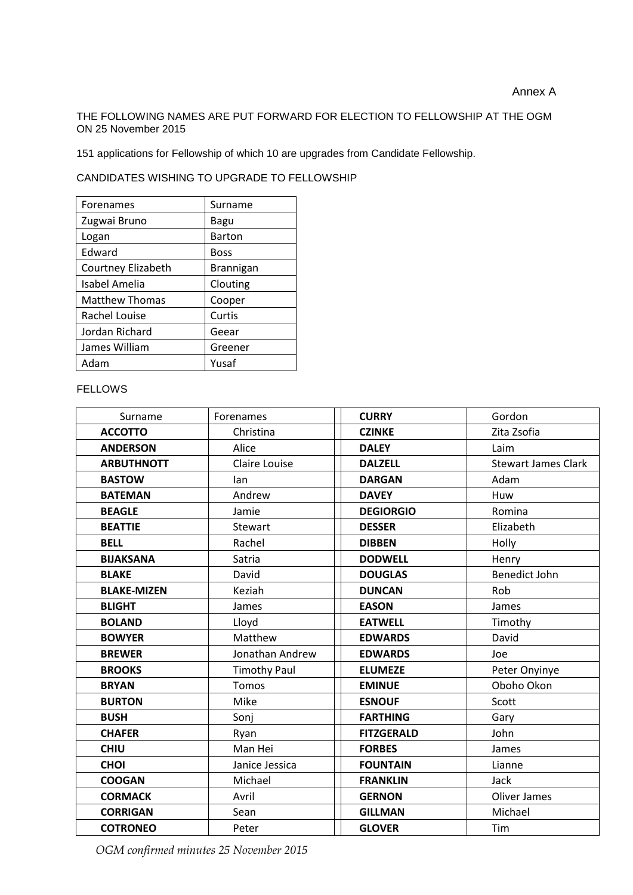Annex A

THE FOLLOWING NAMES ARE PUT FORWARD FOR ELECTION TO FELLOWSHIP AT THE OGM ON 25 November 2015

151 applications for Fellowship of which 10 are upgrades from Candidate Fellowship.

CANDIDATES WISHING TO UPGRADE TO FELLOWSHIP

| Forenames | Surname |
|---|---|
| Zugwai Bruno | Bagu |
| Logan | Barton |
| Edward | Boss |
| Courtney Elizabeth | Brannigan |
| Isabel Amelia | Clouting |
| Matthew Thomas | Cooper |
| Rachel Louise | Curtis |
| Jordan Richard | Geear |
| James William | Greener |
| Adam | Yusaf |

FELLOWS

| Surname | Forenames |
|---|---|
| **ACCOTTO** | Christina |
| **ANDERSON** | Alice |
| **ARBUTHNOTT** | Claire Louise |
| **BASTOW** | Ian |
| **BATEMAN** | Andrew |
| **BEAGLE** | Jamie |
| **BEATTIE** | Stewart |
| **BELL** | Rachel |
| **BIJAKSANA** | Satria |
| **BLAKE** | David |
| **BLAKE-MIZEN** | Keziah |
| **BLIGHT** | James |
| **BOLAND** | Lloyd |
| **BOWYER** | Matthew |
| **BREWER** | Jonathan Andrew |
| **BROOKS** | Timothy Paul |
| **BRYAN** | Tomos |
| **BURTON** | Mike |
| **BUSH** | Sonj |
| **CHAFER** | Ryan |
| **CHIU** | Man Hei |
| **CHOI** | Janice Jessica |
| **COOGAN** | Michael |
| **CORMACK** | Avril |
| **CORRIGAN** | Sean |
| **COTRONEO** | Peter |
| **CURRY** | Gordon |
| **CZINKE** | Zita Zsofia |
| **DALEY** | Laim |
| **DALZELL** | Stewart James Clark |
| **DARGAN** | Adam |
| **DAVEY** | Huw |
| **DEGIORGIO** | Romina |
| **DESSER** | Elizabeth |
| **DIBBEN** | Holly |
| **DODWELL** | Henry |
| **DOUGLAS** | Benedict John |
| **DUNCAN** | Rob |
| **EASON** | James |
| **EATWELL** | Timothy |
| **EDWARDS** | David |
| **EDWARDS** | Joe |
| **ELUMEZE** | Peter Onyinye |
| **EMINUE** | Oboho Okon |
| **ESNOUF** | Scott |
| **FARTHING** | Gary |
| **FITZGERALD** | John |
| **FORBES** | James |
| **FOUNTAIN** | Lianne |
| **FRANKLIN** | Jack |
| **GERNON** | Oliver James |
| **GILLMAN** | Michael |
| **GLOVER** | Tim |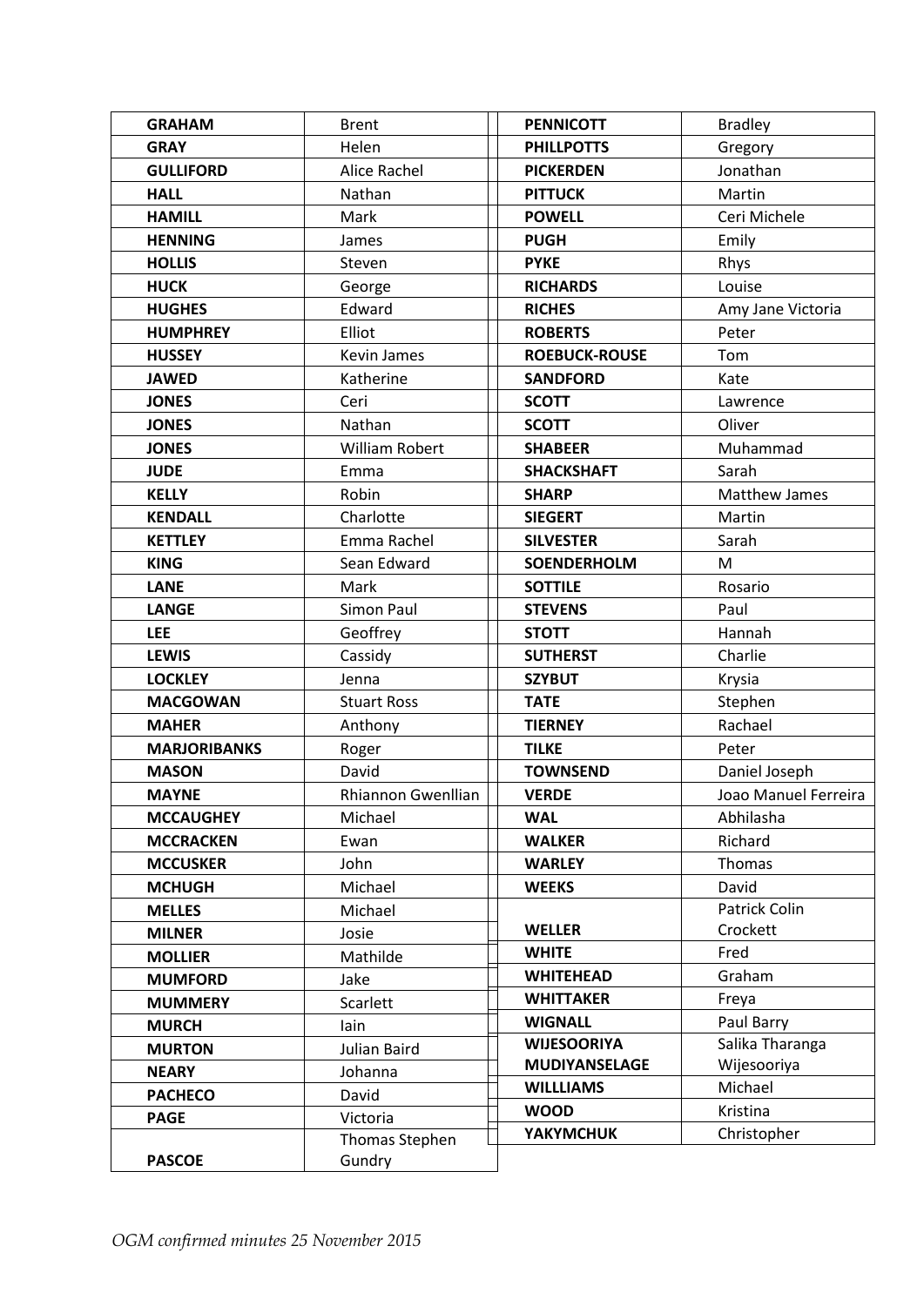| | |
|---|---|
| **GRAHAM** | Brent |
| **GRAY** | Helen |
| **GULLIFORD** | Alice Rachel |
| **HALL** | Nathan |
| **HAMILL** | Mark |
| **HENNING** | James |
| **HOLLIS** | Steven |
| **HUCK** | George |
| **HUGHES** | Edward |
| **HUMPHREY** | Elliot |
| **HUSSEY** | Kevin James |
| **JAWED** | Katherine |
| **JONES** | Ceri |
| **JONES** | Nathan |
| **JONES** | William Robert |
| **JUDE** | Emma |
| **KELLY** | Robin |
| **KENDALL** | Charlotte |
| **KETTLEY** | Emma Rachel |
| **KING** | Sean Edward |
| **LANE** | Mark |
| **LANGE** | Simon Paul |
| **LEE** | Geoffrey |
| **LEWIS** | Cassidy |
| **LOCKLEY** | Jenna |
| **MACGOWAN** | Stuart Ross |
| **MAHER** | Anthony |
| **MARJORIBANKS** | Roger |
| **MASON** | David |
| **MAYNE** | Rhiannon Gwenllian |
| **MCCAUGHEY** | Michael |
| **MCCRACKEN** | Ewan |
| **MCCUSKER** | John |
| **MCHUGH** | Michael |
| **MELLES** | Michael |
| **MILNER** | Josie |
| **MOLLIER** | Mathilde |
| **MUMFORD** | Jake |
| **MUMMERY** | Scarlett |
| **MURCH** | Iain |
| **MURTON** | Julian Baird |
| **NEARY** | Johanna |
| **PACHECO** | David |
| **PAGE** | Victoria |
| **PASCOE** | Thomas Stephen Gundry |

| | |
|---|---|
| **PENNICOTT** | Bradley |
| **PHILLPOTTS** | Gregory |
| **PICKERDEN** | Jonathan |
| **PITTUCK** | Martin |
| **POWELL** | Ceri Michele |
| **PUGH** | Emily |
| **PYKE** | Rhys |
| **RICHARDS** | Louise |
| **RICHES** | Amy Jane Victoria |
| **ROBERTS** | Peter |
| **ROEBUCK-ROUSE** | Tom |
| **SANDFORD** | Kate |
| **SCOTT** | Lawrence |
| **SCOTT** | Oliver |
| **SHABEER** | Muhammad |
| **SHACKSHAFT** | Sarah |
| **SHARP** | Matthew James |
| **SIEGERT** | Martin |
| **SILVESTER** | Sarah |
| **SOENDERHOLM** | M |
| **SOTTILE** | Rosario |
| **STEVENS** | Paul |
| **STOTT** | Hannah |
| **SUTHERST** | Charlie |
| **SZYBUT** | Krysia |
| **TATE** | Stephen |
| **TIERNEY** | Rachael |
| **TILKE** | Peter |
| **TOWNSEND** | Daniel Joseph |
| **VERDE** | Joao Manuel Ferreira |
| **WAL** | Abhilasha |
| **WALKER** | Richard |
| **WARLEY** | Thomas |
| **WEEKS** | David |
| **WELLER** | Patrick Colin Crockett |
| **WHITE** | Fred |
| **WHITEHEAD** | Graham |
| **WHITTAKER** | Freya |
| **WIGNALL** | Paul Barry |
| **WIJESOORIYA MUDIYANSELAGE** | Salika Tharanga Wijesooriya |
| **WILLLIAMS** | Michael |
| **WOOD** | Kristina |
| **YAKYMCHUK** | Christopher |